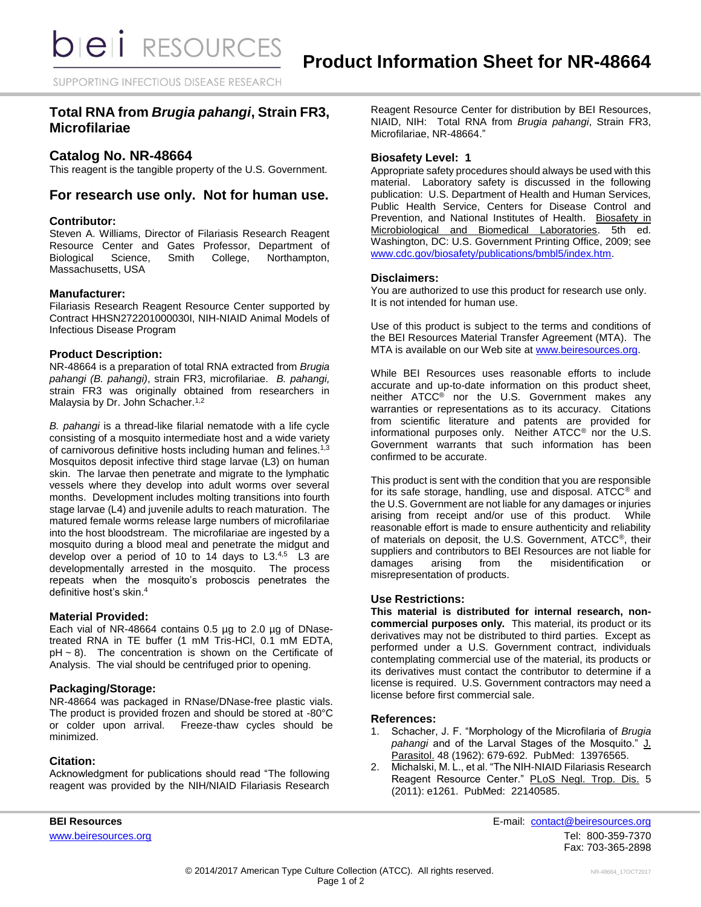# Product Information Sheet for NR-48664

## Total RNA from *Brugia pahangi*, Strain FR3, Microfilariae

## Catalog No. NR-48664

This reagent is the tangible property of the U.S. Government.

## For research use only. Not for human use.

### Contributor:

Steven A. Williams, Director of Filariasis Research Reagent Resource Center and Gates Professor, Department of Biological Science, Smith College, Northampton, Massachusetts, USA

### Manufacturer:

Filariasis Research Reagent Resource Center supported by Contract HHSN272201000030I, NIH-NIAID Animal Models of Infectious Disease Program

### Product Description:

NR-48664 is a preparation of total RNA extracted from *Brugia pahangi (B. pahangi)*, strain FR3, microfilariae. *B. pahangi,* strain FR3 was originally obtained from researchers in Malaysia by Dr. John Schacher.[1,2]

*B. pahangi* is a thread-like filarial nematode with a life cycle consisting of a mosquito intermediate host and a wide variety of carnivorous definitive hosts including human and felines.[1,3] Mosquitos deposit infective third stage larvae (L3) on human skin. The larvae then penetrate and migrate to the lymphatic vessels where they develop into adult worms over several months. Development includes molting transitions into fourth stage larvae (L4) and juvenile adults to reach maturation. The matured female worms release large numbers of microfilariae into the host bloodstream. The microfilariae are ingested by a mosquito during a blood meal and penetrate the midgut and develop over a period of 10 to 14 days to L3.[4,5] L3 are developmentally arrested in the mosquito. The process repeats when the mosquito's proboscis penetrates the definitive host's skin.[4]

### Material Provided:

Each vial of NR-48664 contains 0.5 µg to 2.0 µg of DNase-treated RNA in TE buffer (1 mM Tris-HCl, 0.1 mM EDTA, pH ~ 8). The concentration is shown on the Certificate of Analysis. The vial should be centrifuged prior to opening.

### Packaging/Storage:

NR-48664 was packaged in RNase/DNase-free plastic vials. The product is provided frozen and should be stored at -80°C or colder upon arrival. Freeze-thaw cycles should be minimized.

### Citation:

Acknowledgment for publications should read "The following reagent was provided by the NIH/NIAID Filariasis Research Reagent Resource Center for distribution by BEI Resources, NIAID, NIH: Total RNA from *Brugia pahangi*, Strain FR3, Microfilariae, NR-48664."

### Biosafety Level: 1

Appropriate safety procedures should always be used with this material. Laboratory safety is discussed in the following publication: U.S. Department of Health and Human Services, Public Health Service, Centers for Disease Control and Prevention, and National Institutes of Health. Biosafety in Microbiological and Biomedical Laboratories. 5th ed. Washington, DC: U.S. Government Printing Office, 2009; see www.cdc.gov/biosafety/publications/bmbl5/index.htm.

### Disclaimers:

You are authorized to use this product for research use only. It is not intended for human use.

Use of this product is subject to the terms and conditions of the BEI Resources Material Transfer Agreement (MTA). The MTA is available on our Web site at www.beiresources.org.

While BEI Resources uses reasonable efforts to include accurate and up-to-date information on this product sheet, neither ATCC® nor the U.S. Government makes any warranties or representations as to its accuracy. Citations from scientific literature and patents are provided for informational purposes only. Neither ATCC® nor the U.S. Government warrants that such information has been confirmed to be accurate.

This product is sent with the condition that you are responsible for its safe storage, handling, use and disposal. ATCC® and the U.S. Government are not liable for any damages or injuries arising from receipt and/or use of this product. While reasonable effort is made to ensure authenticity and reliability of materials on deposit, the U.S. Government, ATCC®, their suppliers and contributors to BEI Resources are not liable for damages arising from the misidentification or misrepresentation of products.

### Use Restrictions:

**This material is distributed for internal research, non-commercial purposes only.** This material, its product or its derivatives may not be distributed to third parties. Except as performed under a U.S. Government contract, individuals contemplating commercial use of the material, its products or its derivatives must contact the contributor to determine if a license is required. U.S. Government contractors may need a license before first commercial sale.

### References:

1. Schacher, J. F. "Morphology of the Microfilaria of *Brugia pahangi* and of the Larval Stages of the Mosquito." J. Parasitol. 48 (1962): 679-692. PubMed: 13976565.
2. Michalski, M. L., et al. "The NIH-NIAID Filariasis Research Reagent Resource Center." PLoS Negl. Trop. Dis. 5 (2011): e1261. PubMed: 22140585.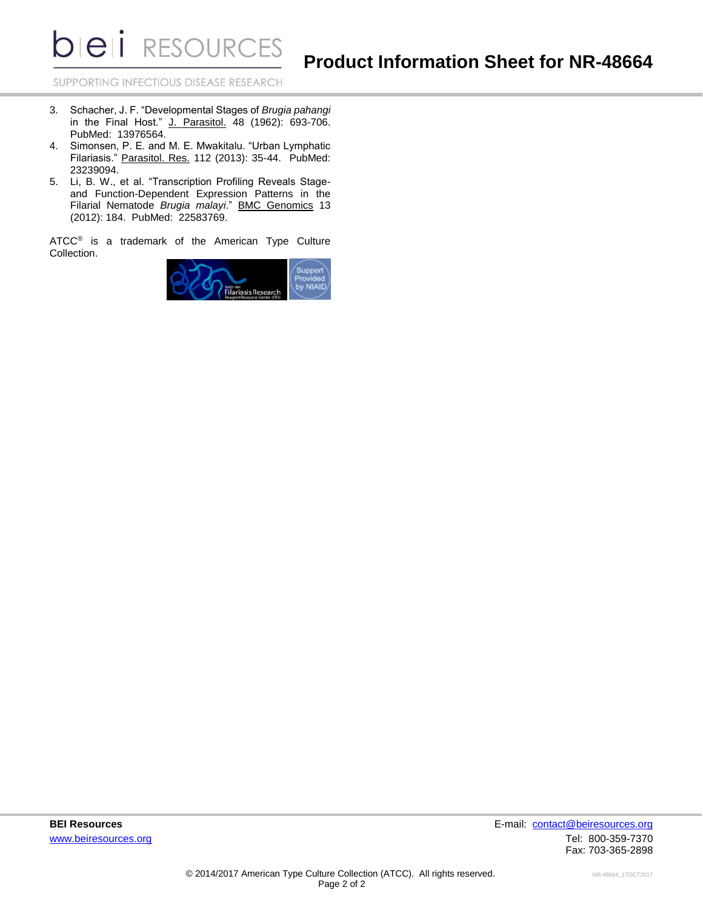3. Schacher, J. F. "Developmental Stages of *Brugia pahangi* in the Final Host." J. Parasitol. 48 (1962): 693-706. PubMed: 13976564.
4. Simonsen, P. E. and M. E. Mwakitalu. "Urban Lymphatic Filariasis." Parasitol. Res. 112 (2013): 35-44. PubMed: 23239094.
5. Li, B. W., et al. "Transcription Profiling Reveals Stage- and Function-Dependent Expression Patterns in the Filarial Nematode *Brugia malayi*." BMC Genomics 13 (2012): 184. PubMed: 22583769.

ATCC® is a trademark of the American Type Culture Collection.

**BEI Resources**
www.beiresources.org

E-mail: contact@beiresources.org
Tel: 800-359-7370
Fax: 703-365-2898

© 2014/2017 American Type Culture Collection (ATCC). All rights reserved.